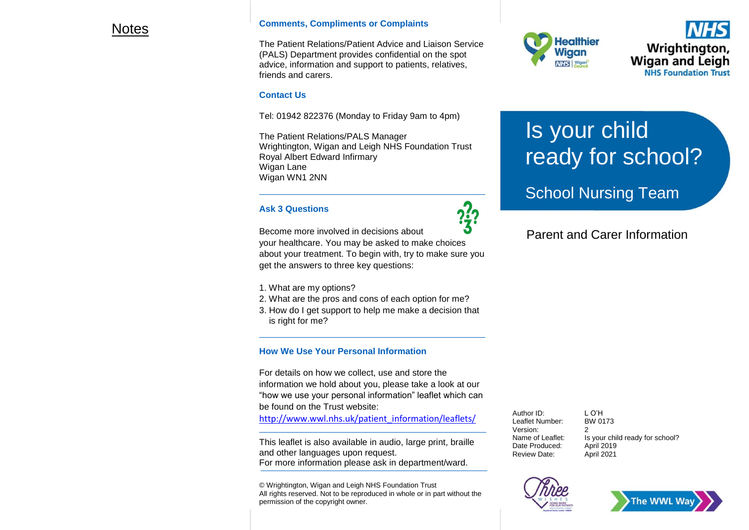## Notes

### Comments, Compliments or Complaints

The Patient Relations/Patient Advice and Liaison Service (PALS) Department provides confidential on the spot advice, information and support to patients, relatives, friends and carers.

### Contact Us

Tel: 01942 822376 (Monday to Friday 9am to 4pm)

The Patient Relations/PALS Manager
Wrightington, Wigan and Leigh NHS Foundation Trust
Royal Albert Edward Infirmary
Wigan Lane
Wigan WN1 2NN

### Ask 3 Questions

Become more involved in decisions about your healthcare. You may be asked to make choices about your treatment. To begin with, try to make sure you get the answers to three key questions:

1. What are my options?
2. What are the pros and cons of each option for me?
3. How do I get support to help me make a decision that is right for me?

### How We Use Your Personal Information

For details on how we collect, use and store the information we hold about you, please take a look at our "how we use your personal information" leaflet which can be found on the Trust website:
http://www.wwl.nhs.uk/patient_information/leaflets/

This leaflet is also available in audio, large print, braille and other languages upon request.
For more information please ask in department/ward.

© Wrightington, Wigan and Leigh NHS Foundation Trust
All rights reserved. Not to be reproduced in whole or in part without the permission of the copyright owner.

Healthier Wigan

NHS Wrightington, Wigan and Leigh NHS Foundation Trust

# Is your child ready for school?

## School Nursing Team

Parent and Carer Information

| | |
|---|---|
| Author ID: | L O'H |
| Leaflet Number: | BW 0173 |
| Version: | 2 |
| Name of Leaflet: | Is your child ready for school? |
| Date Produced: | April 2019 |
| Review Date: | April 2021 |

The WWL Way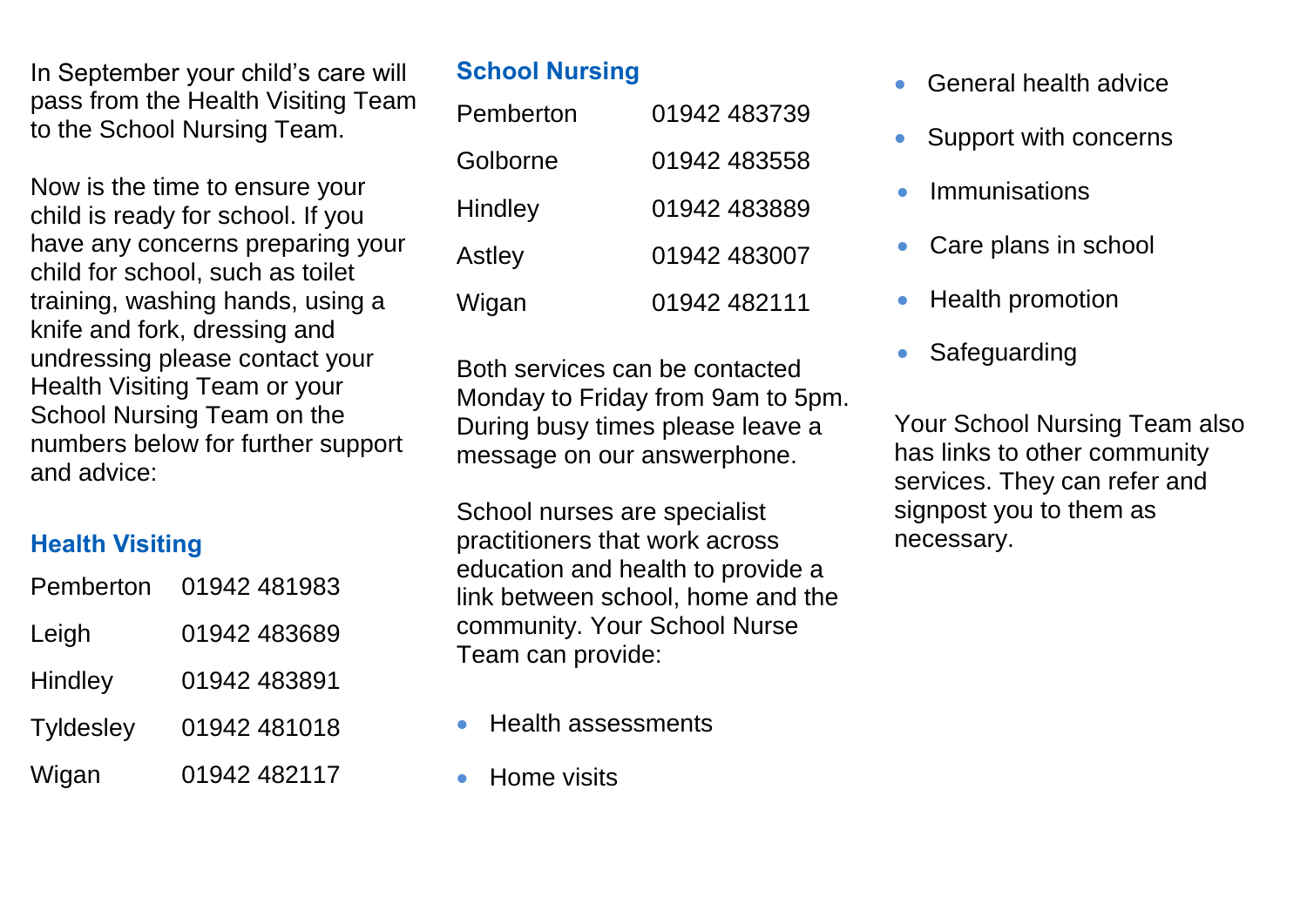In September your child's care will pass from the Health Visiting Team to the School Nursing Team.

Now is the time to ensure your child is ready for school. If you have any concerns preparing your child for school, such as toilet training, washing hands, using a knife and fork, dressing and undressing please contact your Health Visiting Team or your School Nursing Team on the numbers below for further support and advice:

## Health Visiting

| | |
|---|---|
| Pemberton | 01942 481983 |
| Leigh | 01942 483689 |
| Hindley | 01942 483891 |
| Tyldesley | 01942 481018 |
| Wigan | 01942 482117 |

## School Nursing

| | |
|---|---|
| Pemberton | 01942 483739 |
| Golborne | 01942 483558 |
| Hindley | 01942 483889 |
| Astley | 01942 483007 |
| Wigan | 01942 482111 |

Both services can be contacted Monday to Friday from 9am to 5pm. During busy times please leave a message on our answerphone.

School nurses are specialist practitioners that work across education and health to provide a link between school, home and the community. Your School Nurse Team can provide:

- Health assessments
- Home visits
- General health advice
- Support with concerns
- Immunisations
- Care plans in school
- Health promotion
- Safeguarding

Your School Nursing Team also has links to other community services. They can refer and signpost you to them as necessary.